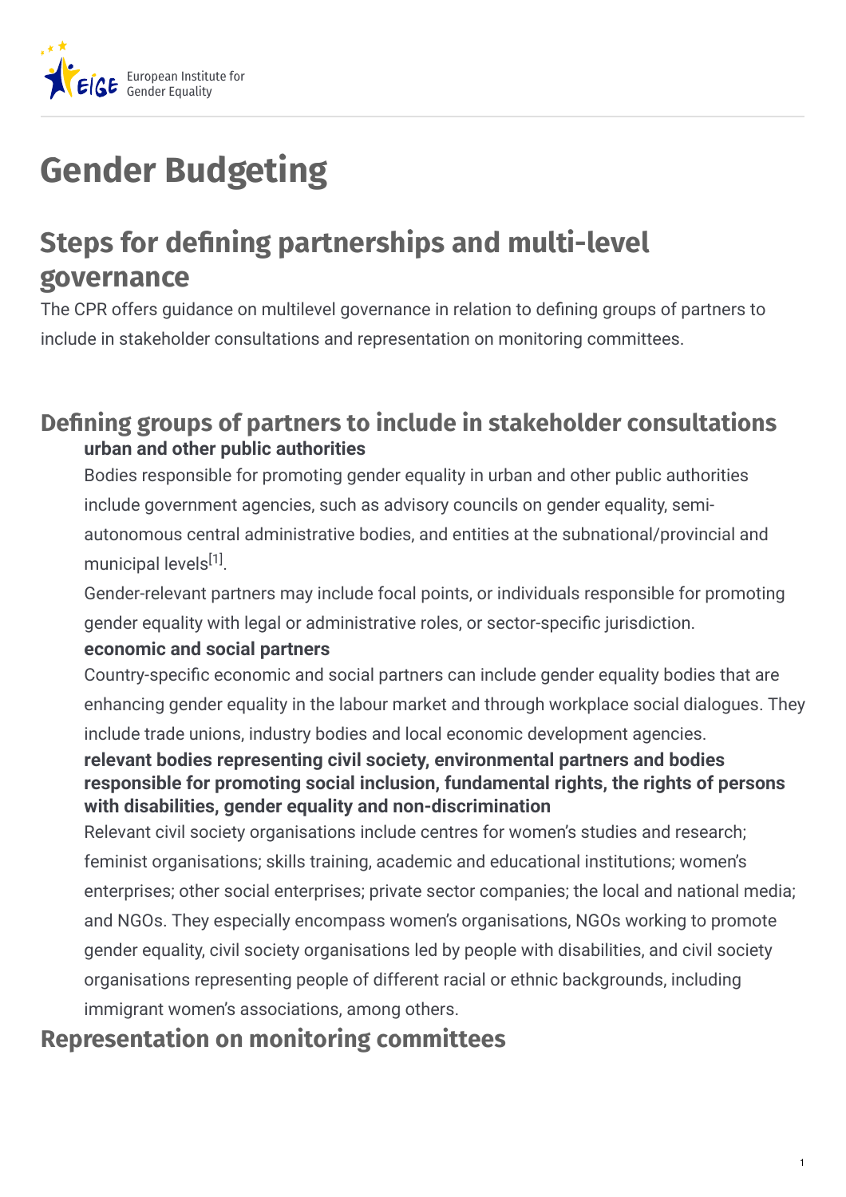# Gender Budgeting

## Steps for defining partnerships and multi-level governance

The CPR offers guidance on multilevel governance in relation to defining groups of partners to include in stakeholder consultations and representation on monitoring committees.

### Defining groups of partners to include in stakeholder consultations

**urban and other public authorities**

Bodies responsible for promoting gender equality in urban and other public authorities include government agencies, such as advisory councils on gender equality, semi-autonomous central administrative bodies, and entities at the subnational/provincial and municipal levels[1].

Gender-relevant partners may include focal points, or individuals responsible for promoting gender equality with legal or administrative roles, or sector-specific jurisdiction.

**economic and social partners**

Country-specific economic and social partners can include gender equality bodies that are enhancing gender equality in the labour market and through workplace social dialogues. They include trade unions, industry bodies and local economic development agencies.

**relevant bodies representing civil society, environmental partners and bodies responsible for promoting social inclusion, fundamental rights, the rights of persons with disabilities, gender equality and non-discrimination**

Relevant civil society organisations include centres for women's studies and research; feminist organisations; skills training, academic and educational institutions; women's enterprises; other social enterprises; private sector companies; the local and national media; and NGOs. They especially encompass women's organisations, NGOs working to promote gender equality, civil society organisations led by people with disabilities, and civil society organisations representing people of different racial or ethnic backgrounds, including immigrant women's associations, among others.

### Representation on monitoring committees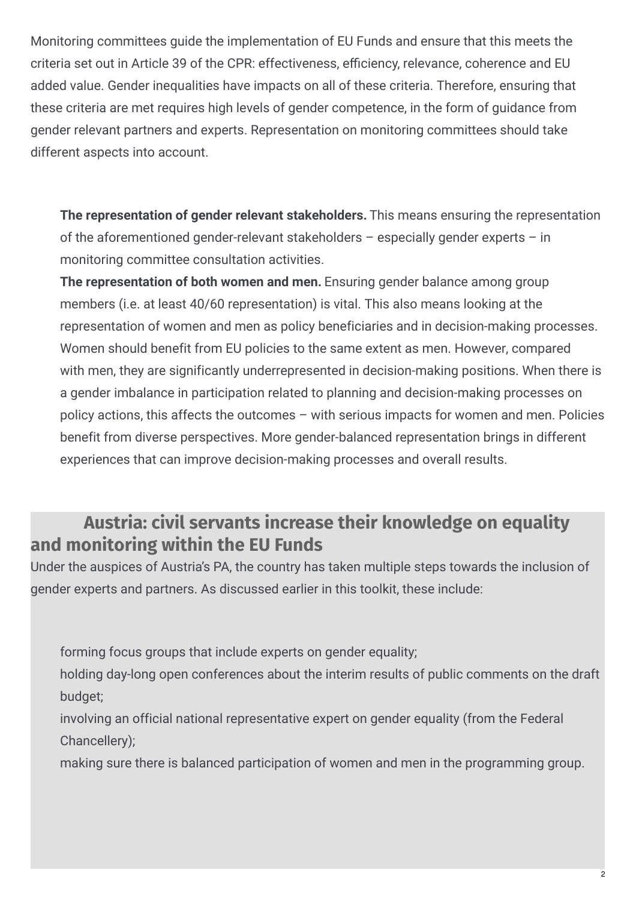Monitoring committees guide the implementation of EU Funds and ensure that this meets the criteria set out in Article 39 of the CPR: effectiveness, efficiency, relevance, coherence and EU added value. Gender inequalities have impacts on all of these criteria. Therefore, ensuring that these criteria are met requires high levels of gender competence, in the form of guidance from gender relevant partners and experts. Representation on monitoring committees should take different aspects into account.

- **The representation of gender relevant stakeholders.** This means ensuring the representation of the aforementioned gender-relevant stakeholders – especially gender experts – in monitoring committee consultation activities.
- **The representation of both women and men.** Ensuring gender balance among group members (i.e. at least 40/60 representation) is vital. This also means looking at the representation of women and men as policy beneficiaries and in decision-making processes. Women should benefit from EU policies to the same extent as men. However, compared with men, they are significantly underrepresented in decision-making positions. When there is a gender imbalance in participation related to planning and decision-making processes on policy actions, this affects the outcomes – with serious impacts for women and men. Policies benefit from diverse perspectives. More gender-balanced representation brings in different experiences that can improve decision-making processes and overall results.

## Austria: civil servants increase their knowledge on equality and monitoring within the EU Funds

Under the auspices of Austria's PA, the country has taken multiple steps towards the inclusion of gender experts and partners. As discussed earlier in this toolkit, these include:

- forming focus groups that include experts on gender equality;
- holding day-long open conferences about the interim results of public comments on the draft budget;
- involving an official national representative expert on gender equality (from the Federal Chancellery);
- making sure there is balanced participation of women and men in the programming group.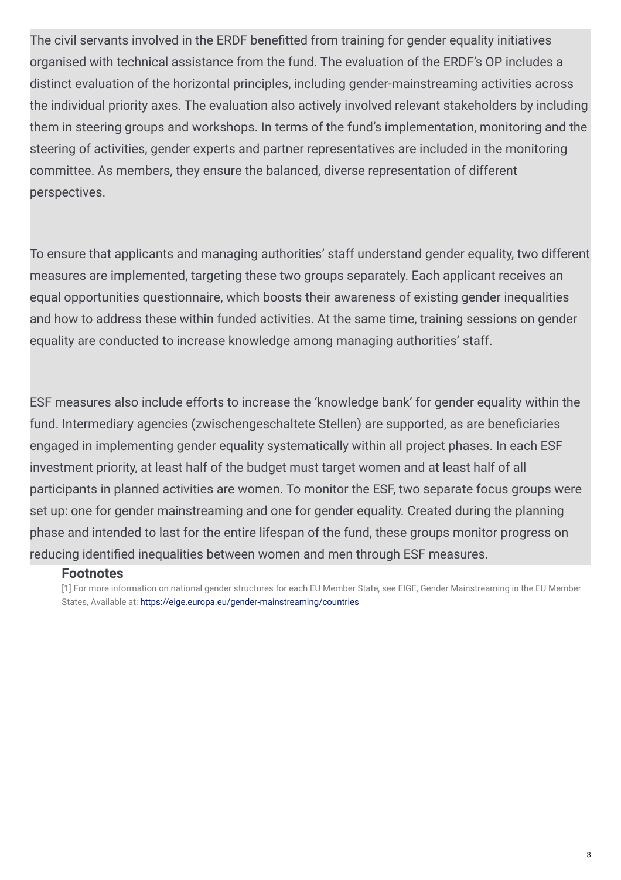The civil servants involved in the ERDF benefitted from training for gender equality initiatives organised with technical assistance from the fund. The evaluation of the ERDF's OP includes a distinct evaluation of the horizontal principles, including gender-mainstreaming activities across the individual priority axes. The evaluation also actively involved relevant stakeholders by including them in steering groups and workshops. In terms of the fund's implementation, monitoring and the steering of activities, gender experts and partner representatives are included in the monitoring committee. As members, they ensure the balanced, diverse representation of different perspectives.

To ensure that applicants and managing authorities' staff understand gender equality, two different measures are implemented, targeting these two groups separately. Each applicant receives an equal opportunities questionnaire, which boosts their awareness of existing gender inequalities and how to address these within funded activities. At the same time, training sessions on gender equality are conducted to increase knowledge among managing authorities' staff.

ESF measures also include efforts to increase the 'knowledge bank' for gender equality within the fund. Intermediary agencies (zwischengeschaltete Stellen) are supported, as are beneficiaries engaged in implementing gender equality systematically within all project phases. In each ESF investment priority, at least half of the budget must target women and at least half of all participants in planned activities are women. To monitor the ESF, two separate focus groups were set up: one for gender mainstreaming and one for gender equality. Created during the planning phase and intended to last for the entire lifespan of the fund, these groups monitor progress on reducing identified inequalities between women and men through ESF measures.

### Footnotes

[1] For more information on national gender structures for each EU Member State, see EIGE, Gender Mainstreaming in the EU Member States, Available at: https://eige.europa.eu/gender-mainstreaming/countries